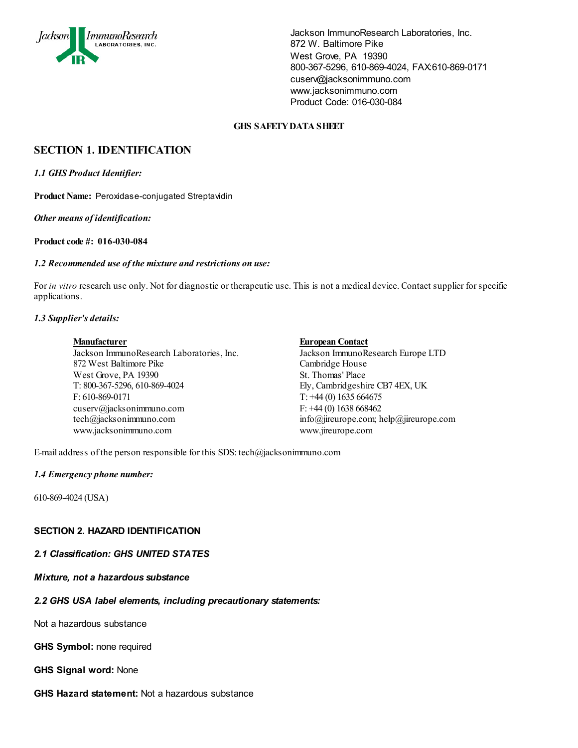Jackson ImmunoResearch Laboratories, Inc.
872 W. Baltimore Pike
West Grove, PA 19390
800-367-5296, 610-869-4024, FAX:610-869-0171
cuserv@jacksonimmuno.com
www.jacksonimmuno.com
Product Code: 016-030-084

**GHS SAFETY DATA SHEET**

## SECTION 1. IDENTIFICATION

***1.1 GHS Product Identifier:***

**Product Name:** Peroxidase-conjugated Streptavidin

***Other means of identification:***

**Product code #: 016-030-084**

***1.2 Recommended use of the mixture and restrictions on use:***

For *in vitro* research use only. Not for diagnostic or therapeutic use. This is not a medical device. Contact supplier for specific applications.

***1.3 Supplier's details:***

**Manufacturer**
Jackson ImmunoResearch Laboratories, Inc.
872 West Baltimore Pike
West Grove, PA 19390
T: 800-367-5296, 610-869-4024
F: 610-869-0171
cuserv@jacksonimmuno.com
tech@jacksonimmuno.com
www.jacksonimmuno.com

**European Contact**
Jackson ImmunoResearch Europe LTD
Cambridge House
St. Thomas' Place
Ely, Cambridgeshire CB7 4EX, UK
T: +44 (0) 1635 664675
F: +44 (0) 1638 668462
info@jireurope.com; help@jireurope.com
www.jireurope.com

E-mail address of the person responsible for this SDS: tech@jacksonimmuno.com

***1.4 Emergency phone number:***

610-869-4024 (USA)

## SECTION 2. HAZARD IDENTIFICATION

***2.1 Classification: GHS UNITED STATES***

***Mixture, not a hazardous substance***

***2.2 GHS USA label elements, including precautionary statements:***

Not a hazardous substance

**GHS Symbol:** none required

**GHS Signal word:** None

**GHS Hazard statement:** Not a hazardous substance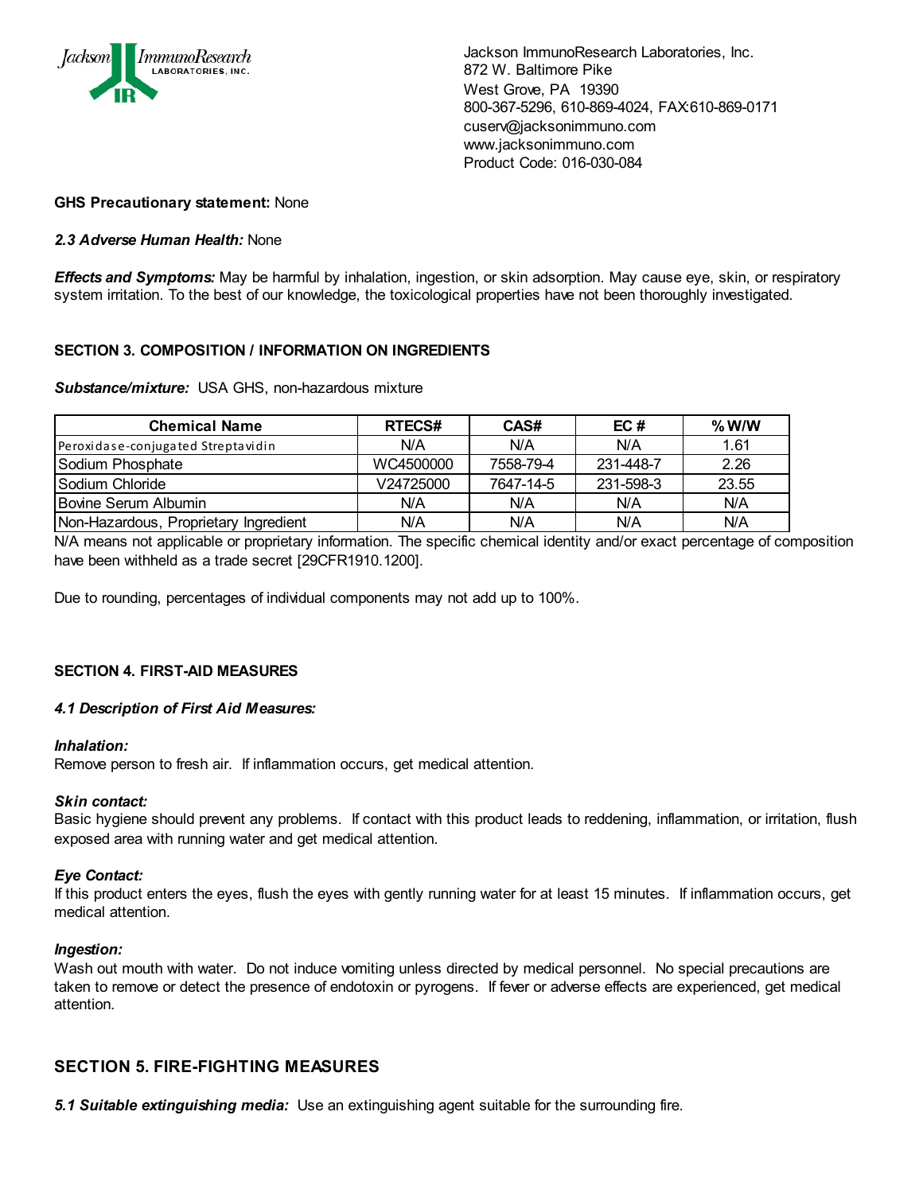Jackson ImmunoResearch Laboratories, Inc.
872 W. Baltimore Pike
West Grove, PA 19390
800-367-5296, 610-869-4024, FAX:610-869-0171
cuserv@jacksonimmuno.com
www.jacksonimmuno.com
Product Code: 016-030-084

**GHS Precautionary statement:** None

***2.3 Adverse Human Health:*** None

***Effects and Symptoms:*** May be harmful by inhalation, ingestion, or skin adsorption. May cause eye, skin, or respiratory system irritation. To the best of our knowledge, the toxicological properties have not been thoroughly investigated.

## SECTION 3. COMPOSITION / INFORMATION ON INGREDIENTS

***Substance/mixture:*** USA GHS, non-hazardous mixture

| Chemical Name | RTECS# | CAS# | EC # | % W/W |
|---|---|---|---|---|
| Peroxidase-conjugated Streptavidin | N/A | N/A | N/A | 1.61 |
| Sodium Phosphate | WC4500000 | 7558-79-4 | 231-448-7 | 2.26 |
| Sodium Chloride | V24725000 | 7647-14-5 | 231-598-3 | 23.55 |
| Bovine Serum Albumin | N/A | N/A | N/A | N/A |
| Non-Hazardous, Proprietary Ingredient | N/A | N/A | N/A | N/A |

N/A means not applicable or proprietary information. The specific chemical identity and/or exact percentage of composition have been withheld as a trade secret [29CFR1910.1200].

Due to rounding, percentages of individual components may not add up to 100%.

## SECTION 4. FIRST-AID MEASURES

***4.1 Description of First Aid Measures:***

***Inhalation:***
Remove person to fresh air. If inflammation occurs, get medical attention.

***Skin contact:***
Basic hygiene should prevent any problems. If contact with this product leads to reddening, inflammation, or irritation, flush exposed area with running water and get medical attention.

***Eye Contact:***
If this product enters the eyes, flush the eyes with gently running water for at least 15 minutes. If inflammation occurs, get medical attention.

***Ingestion:***
Wash out mouth with water. Do not induce vomiting unless directed by medical personnel. No special precautions are taken to remove or detect the presence of endotoxin or pyrogens. If fever or adverse effects are experienced, get medical attention.

## SECTION 5. FIRE-FIGHTING MEASURES

***5.1 Suitable extinguishing media:*** Use an extinguishing agent suitable for the surrounding fire.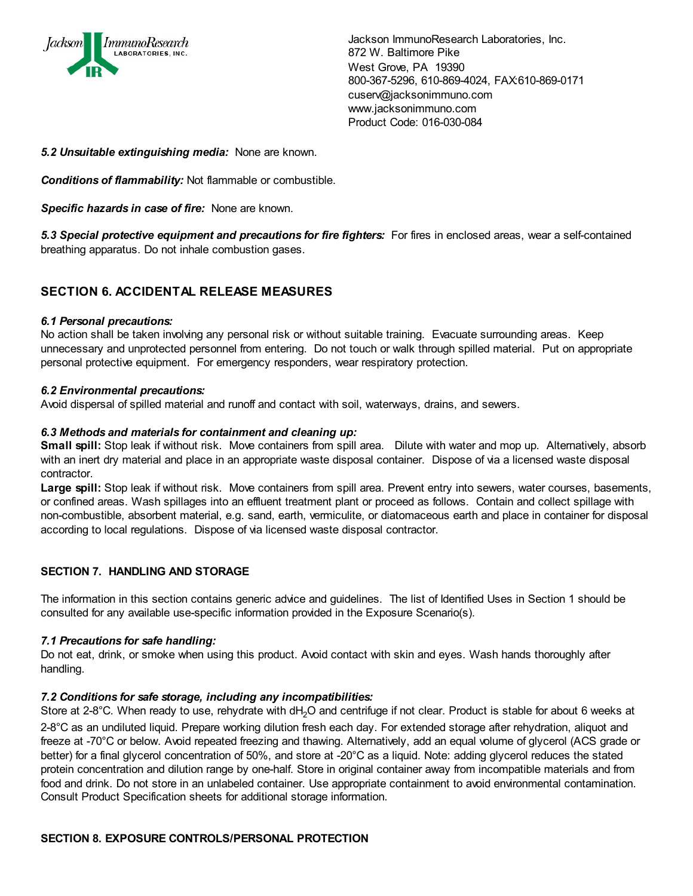**5.2 Unsuitable extinguishing media:** None are known.

***Conditions of flammability:*** Not flammable or combustible.

***Specific hazards in case of fire:*** None are known.

***5.3 Special protective equipment and precautions for fire fighters:*** For fires in enclosed areas, wear a self-contained breathing apparatus. Do not inhale combustion gases.

## SECTION 6. ACCIDENTAL RELEASE MEASURES

***6.1 Personal precautions:***
No action shall be taken involving any personal risk or without suitable training. Evacuate surrounding areas. Keep unnecessary and unprotected personnel from entering. Do not touch or walk through spilled material. Put on appropriate personal protective equipment. For emergency responders, wear respiratory protection.

***6.2 Environmental precautions:***
Avoid dispersal of spilled material and runoff and contact with soil, waterways, drains, and sewers.

***6.3 Methods and materials for containment and cleaning up:***
**Small spill:** Stop leak if without risk. Move containers from spill area. Dilute with water and mop up. Alternatively, absorb with an inert dry material and place in an appropriate waste disposal container. Dispose of via a licensed waste disposal contractor.
**Large spill:** Stop leak if without risk. Move containers from spill area. Prevent entry into sewers, water courses, basements, or confined areas. Wash spillages into an effluent treatment plant or proceed as follows. Contain and collect spillage with non-combustible, absorbent material, e.g. sand, earth, vermiculite, or diatomaceous earth and place in container for disposal according to local regulations. Dispose of via licensed waste disposal contractor.

## SECTION 7. HANDLING AND STORAGE

The information in this section contains generic advice and guidelines. The list of Identified Uses in Section 1 should be consulted for any available use-specific information provided in the Exposure Scenario(s).

***7.1 Precautions for safe handling:***
Do not eat, drink, or smoke when using this product. Avoid contact with skin and eyes. Wash hands thoroughly after handling.

***7.2 Conditions for safe storage, including any incompatibilities:***
Store at 2-8°C. When ready to use, rehydrate with $dH_2O$ and centrifuge if not clear. Product is stable for about 6 weeks at 2-8°C as an undiluted liquid. Prepare working dilution fresh each day. For extended storage after rehydration, aliquot and freeze at -70°C or below. Avoid repeated freezing and thawing. Alternatively, add an equal volume of glycerol (ACS grade or better) for a final glycerol concentration of 50%, and store at -20°C as a liquid. Note: adding glycerol reduces the stated protein concentration and dilution range by one-half. Store in original container away from incompatible materials and from food and drink. Do not store in an unlabeled container. Use appropriate containment to avoid environmental contamination. Consult Product Specification sheets for additional storage information.

## SECTION 8. EXPOSURE CONTROLS/PERSONAL PROTECTION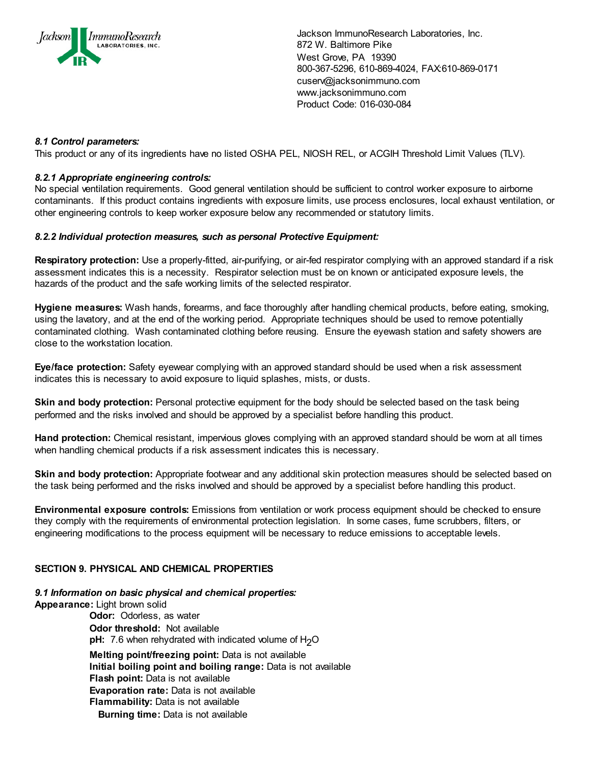#### *8.1 Control parameters:*

This product or any of its ingredients have no listed OSHA PEL, NIOSH REL, or ACGIH Threshold Limit Values (TLV).

#### *8.2.1 Appropriate engineering controls:*

No special ventilation requirements. Good general ventilation should be sufficient to control worker exposure to airborne contaminants. If this product contains ingredients with exposure limits, use process enclosures, local exhaust ventilation, or other engineering controls to keep worker exposure below any recommended or statutory limits.

#### *8.2.2 Individual protection measures, such as personal Protective Equipment:*

**Respiratory protection:** Use a properly-fitted, air-purifying, or air-fed respirator complying with an approved standard if a risk assessment indicates this is a necessity. Respirator selection must be on known or anticipated exposure levels, the hazards of the product and the safe working limits of the selected respirator.

**Hygiene measures:** Wash hands, forearms, and face thoroughly after handling chemical products, before eating, smoking, using the lavatory, and at the end of the working period. Appropriate techniques should be used to remove potentially contaminated clothing. Wash contaminated clothing before reusing. Ensure the eyewash station and safety showers are close to the workstation location.

**Eye/face protection:** Safety eyewear complying with an approved standard should be used when a risk assessment indicates this is necessary to avoid exposure to liquid splashes, mists, or dusts.

**Skin and body protection:** Personal protective equipment for the body should be selected based on the task being performed and the risks involved and should be approved by a specialist before handling this product.

**Hand protection:** Chemical resistant, impervious gloves complying with an approved standard should be worn at all times when handling chemical products if a risk assessment indicates this is necessary.

**Skin and body protection:** Appropriate footwear and any additional skin protection measures should be selected based on the task being performed and the risks involved and should be approved by a specialist before handling this product.

**Environmental exposure controls:** Emissions from ventilation or work process equipment should be checked to ensure they comply with the requirements of environmental protection legislation. In some cases, fume scrubbers, filters, or engineering modifications to the process equipment will be necessary to reduce emissions to acceptable levels.

## SECTION 9. PHYSICAL AND CHEMICAL PROPERTIES

#### *9.1 Information on basic physical and chemical properties:*

**Appearance:** Light brown solid

- **Odor:** Odorless, as water
- **Odor threshold:** Not available
- **pH:** 7.6 when rehydrated with indicated volume of $H_2O$
- **Melting point/freezing point:** Data is not available
- **Initial boiling point and boiling range:** Data is not available
- **Flash point:** Data is not available
- **Evaporation rate:** Data is not available
- **Flammability:** Data is not available
  - **Burning time:** Data is not available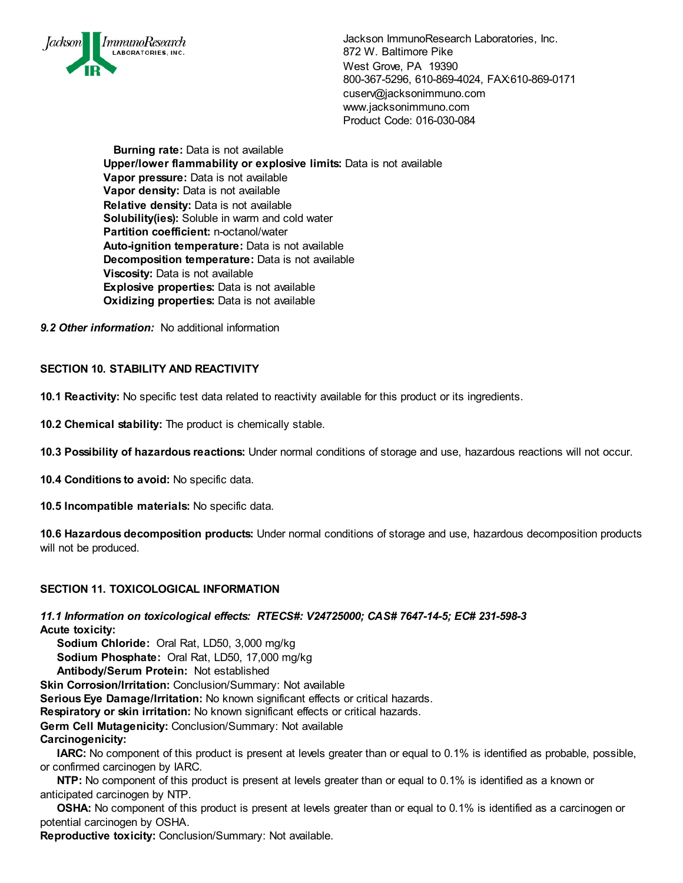**Burning rate:** Data is not available
**Upper/lower flammability or explosive limits:** Data is not available
**Vapor pressure:** Data is not available
**Vapor density:** Data is not available
**Relative density:** Data is not available
**Solubility(ies):** Soluble in warm and cold water
**Partition coefficient:** n-octanol/water
**Auto-ignition temperature:** Data is not available
**Decomposition temperature:** Data is not available
**Viscosity:** Data is not available
**Explosive properties:** Data is not available
**Oxidizing properties:** Data is not available

***9.2 Other information:*** No additional information

## SECTION 10. STABILITY AND REACTIVITY

**10.1 Reactivity:** No specific test data related to reactivity available for this product or its ingredients.

**10.2 Chemical stability:** The product is chemically stable.

**10.3 Possibility of hazardous reactions:** Under normal conditions of storage and use, hazardous reactions will not occur.

**10.4 Conditions to avoid:** No specific data.

**10.5 Incompatible materials:** No specific data.

**10.6 Hazardous decomposition products:** Under normal conditions of storage and use, hazardous decomposition products will not be produced.

## SECTION 11. TOXICOLOGICAL INFORMATION

***11.1 Information on toxicological effects: RTECS#: V24725000; CAS# 7647-14-5; EC# 231-598-3***

**Acute toxicity:**
**Sodium Chloride:** Oral Rat, LD50, 3,000 mg/kg
**Sodium Phosphate:** Oral Rat, LD50, 17,000 mg/kg
**Antibody/Serum Protein:** Not established

**Skin Corrosion/Irritation:** Conclusion/Summary: Not available
**Serious Eye Damage/Irritation:** No known significant effects or critical hazards.
**Respiratory or skin irritation:** No known significant effects or critical hazards.
**Germ Cell Mutagenicity:** Conclusion/Summary: Not available
**Carcinogenicity:**
**IARC:** No component of this product is present at levels greater than or equal to 0.1% is identified as probable, possible, or confirmed carcinogen by IARC.
**NTP:** No component of this product is present at levels greater than or equal to 0.1% is identified as a known or anticipated carcinogen by NTP.
**OSHA:** No component of this product is present at levels greater than or equal to 0.1% is identified as a carcinogen or potential carcinogen by OSHA.
**Reproductive toxicity:** Conclusion/Summary: Not available.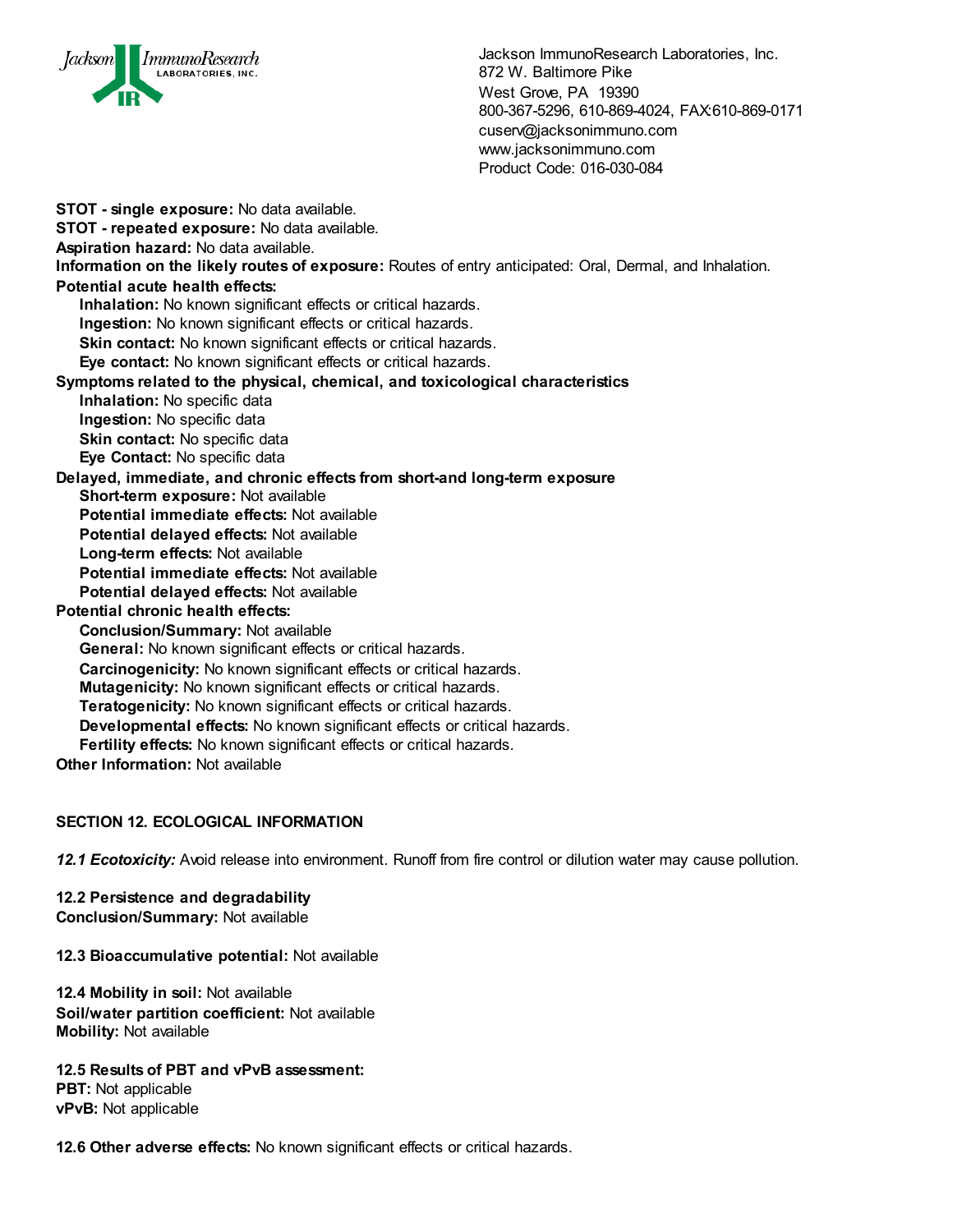**STOT - single exposure:** No data available.
**STOT - repeated exposure:** No data available.
**Aspiration hazard:** No data available.
**Information on the likely routes of exposure:** Routes of entry anticipated: Oral, Dermal, and Inhalation.
**Potential acute health effects:**

- **Inhalation:** No known significant effects or critical hazards.
- **Ingestion:** No known significant effects or critical hazards.
- **Skin contact:** No known significant effects or critical hazards.
- **Eye contact:** No known significant effects or critical hazards.

**Symptoms related to the physical, chemical, and toxicological characteristics**

- **Inhalation:** No specific data
- **Ingestion:** No specific data
- **Skin contact:** No specific data
- **Eye Contact:** No specific data

**Delayed, immediate, and chronic effects from short-and long-term exposure**

- **Short-term exposure:** Not available
- **Potential immediate effects:** Not available
- **Potential delayed effects:** Not available
- **Long-term effects:** Not available
- **Potential immediate effects:** Not available
- **Potential delayed effects:** Not available

**Potential chronic health effects:**

- **Conclusion/Summary:** Not available
- **General:** No known significant effects or critical hazards.
- **Carcinogenicity:** No known significant effects or critical hazards.
- **Mutagenicity:** No known significant effects or critical hazards.
- **Teratogenicity:** No known significant effects or critical hazards.
- **Developmental effects:** No known significant effects or critical hazards.
- **Fertility effects:** No known significant effects or critical hazards.

**Other Information:** Not available

## SECTION 12. ECOLOGICAL INFORMATION

***12.1 Ecotoxicity:*** Avoid release into environment. Runoff from fire control or dilution water may cause pollution.

**12.2 Persistence and degradability**
**Conclusion/Summary:** Not available

**12.3 Bioaccumulative potential:** Not available

**12.4 Mobility in soil:** Not available
**Soil/water partition coefficient:** Not available
**Mobility:** Not available

**12.5 Results of PBT and vPvB assessment:**
**PBT:** Not applicable
**vPvB:** Not applicable

**12.6 Other adverse effects:** No known significant effects or critical hazards.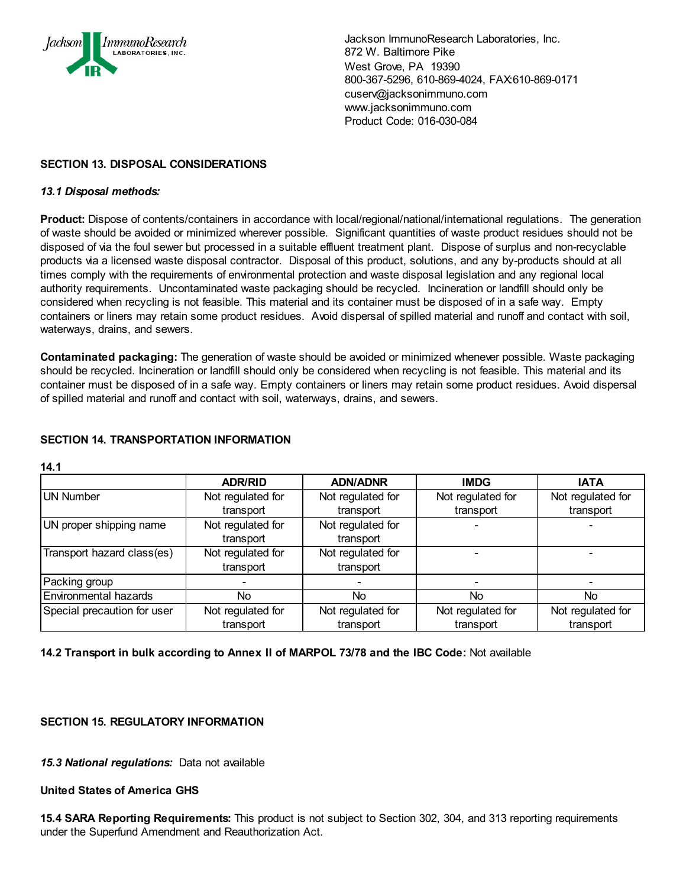Jackson ImmunoResearch Laboratories, Inc.
872 W. Baltimore Pike
West Grove, PA 19390
800-367-5296, 610-869-4024, FAX:610-869-0171
cuserv@jacksonimmuno.com
www.jacksonimmuno.com
Product Code: 016-030-084

## SECTION 13. DISPOSAL CONSIDERATIONS

*13.1 Disposal methods:*

**Product:** Dispose of contents/containers in accordance with local/regional/national/international regulations. The generation of waste should be avoided or minimized wherever possible. Significant quantities of waste product residues should not be disposed of via the foul sewer but processed in a suitable effluent treatment plant. Dispose of surplus and non-recyclable products via a licensed waste disposal contractor. Disposal of this product, solutions, and any by-products should at all times comply with the requirements of environmental protection and waste disposal legislation and any regional local authority requirements. Uncontaminated waste packaging should be recycled. Incineration or landfill should only be considered when recycling is not feasible. This material and its container must be disposed of in a safe way. Empty containers or liners may retain some product residues. Avoid dispersal of spilled material and runoff and contact with soil, waterways, drains, and sewers.

**Contaminated packaging:** The generation of waste should be avoided or minimized whenever possible. Waste packaging should be recycled. Incineration or landfill should only be considered when recycling is not feasible. This material and its container must be disposed of in a safe way. Empty containers or liners may retain some product residues. Avoid dispersal of spilled material and runoff and contact with soil, waterways, drains, and sewers.

## SECTION 14. TRANSPORTATION INFORMATION

**14.1**

| | ADR/RID | ADN/ADNR | IMDG | IATA |
|---|---|---|---|---|
| UN Number | Not regulated for transport | Not regulated for transport | Not regulated for transport | Not regulated for transport |
| UN proper shipping name | Not regulated for transport | Not regulated for transport | - | - |
| Transport hazard class(es) | Not regulated for transport | Not regulated for transport | - | - |
| Packing group | - | - | - | - |
| Environmental hazards | No | No | No | No |
| Special precaution for user | Not regulated for transport | Not regulated for transport | Not regulated for transport | Not regulated for transport |

**14.2 Transport in bulk according to Annex II of MARPOL 73/78 and the IBC Code:** Not available

## SECTION 15. REGULATORY INFORMATION

***15.3 National regulations:*** Data not available

**United States of America GHS**

**15.4 SARA Reporting Requirements:** This product is not subject to Section 302, 304, and 313 reporting requirements under the Superfund Amendment and Reauthorization Act.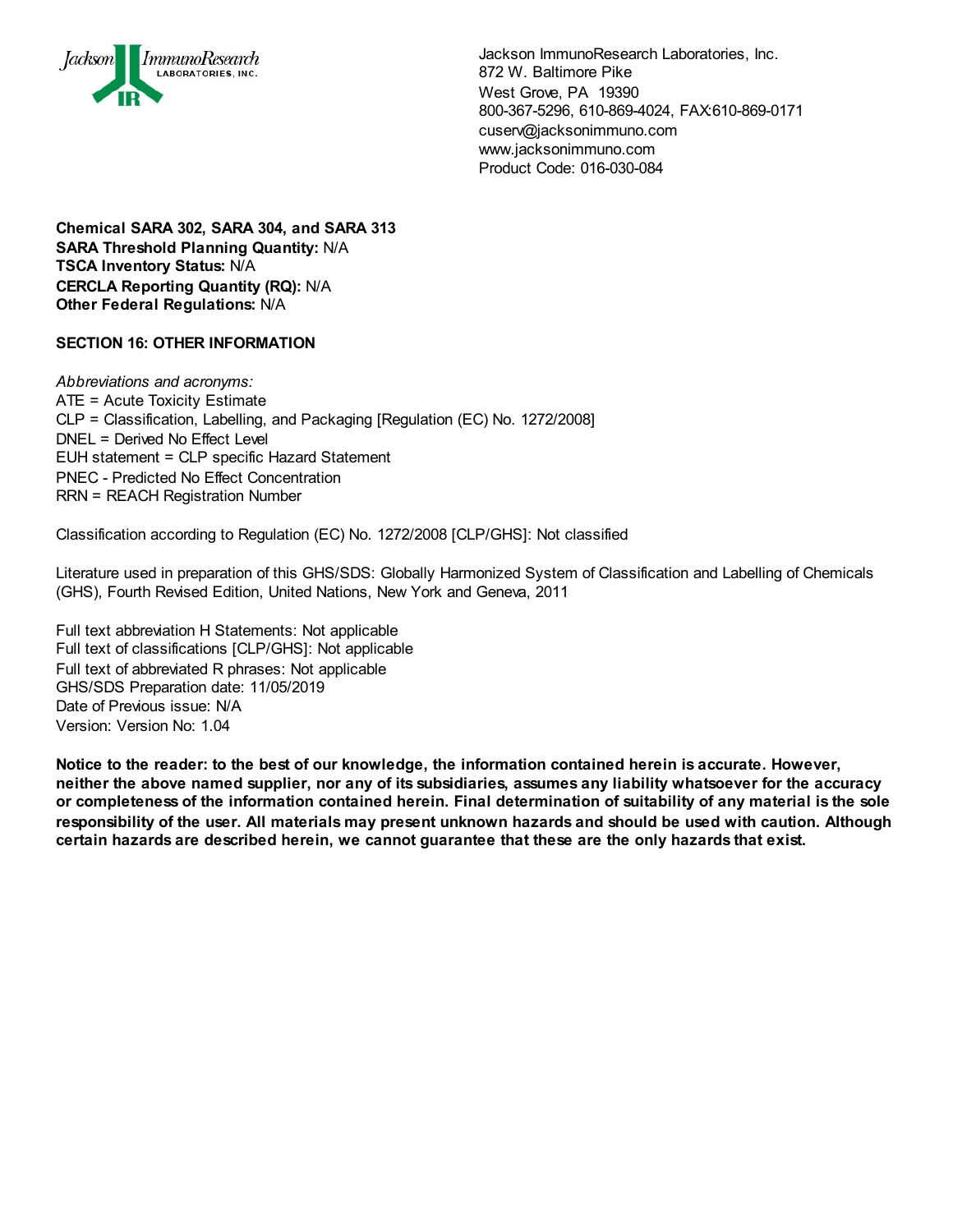Jackson ImmunoResearch Laboratories, Inc.
872 W. Baltimore Pike
West Grove, PA 19390
800-367-5296, 610-869-4024, FAX:610-869-0171
cuserv@jacksonimmuno.com
www.jacksonimmuno.com
Product Code: 016-030-084

**Chemical SARA 302, SARA 304, and SARA 313**
**SARA Threshold Planning Quantity:** N/A
**TSCA Inventory Status:** N/A
**CERCLA Reporting Quantity (RQ):** N/A
**Other Federal Regulations:** N/A

## SECTION 16: OTHER INFORMATION

*Abbreviations and acronyms:*
ATE = Acute Toxicity Estimate
CLP = Classification, Labelling, and Packaging [Regulation (EC) No. 1272/2008]
DNEL = Derived No Effect Level
EUH statement = CLP specific Hazard Statement
PNEC - Predicted No Effect Concentration
RRN = REACH Registration Number

Classification according to Regulation (EC) No. 1272/2008 [CLP/GHS]: Not classified

Literature used in preparation of this GHS/SDS: Globally Harmonized System of Classification and Labelling of Chemicals (GHS), Fourth Revised Edition, United Nations, New York and Geneva, 2011

Full text abbreviation H Statements: Not applicable
Full text of classifications [CLP/GHS]: Not applicable
Full text of abbreviated R phrases: Not applicable
GHS/SDS Preparation date: 11/05/2019
Date of Previous issue: N/A
Version: Version No: 1.04

**Notice to the reader: to the best of our knowledge, the information contained herein is accurate. However, neither the above named supplier, nor any of its subsidiaries, assumes any liability whatsoever for the accuracy or completeness of the information contained herein. Final determination of suitability of any material is the sole responsibility of the user. All materials may present unknown hazards and should be used with caution. Although certain hazards are described herein, we cannot guarantee that these are the only hazards that exist.**